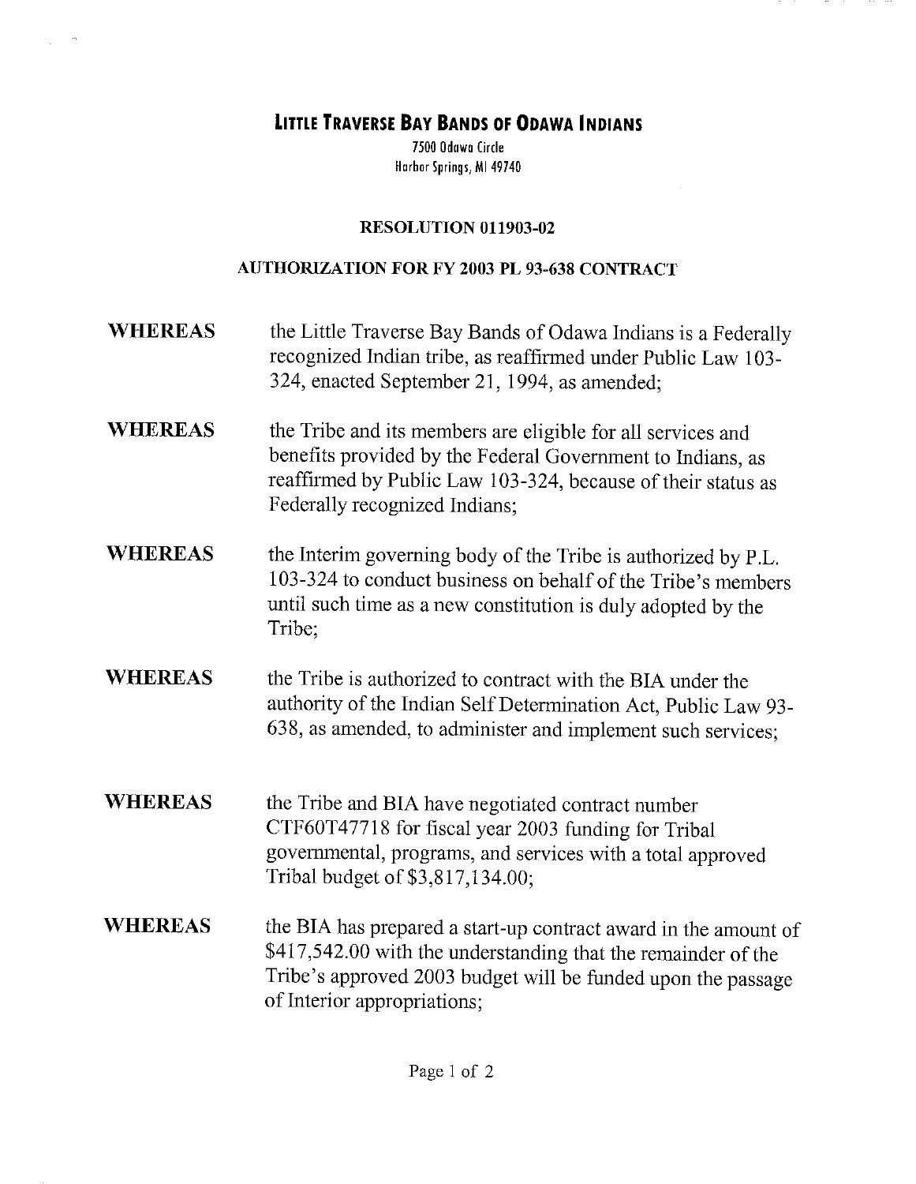# LITTLE TRAVERSE BAY BANDS OF ODAWA INDIANS

7500 Odawa Circle
Harbor Springs, MI 49740

## RESOLUTION 011903-02

## AUTHORIZATION FOR FY 2003 PL 93-638 CONTRACT

**WHEREAS** the Little Traverse Bay Bands of Odawa Indians is a Federally recognized Indian tribe, as reaffirmed under Public Law 103-324, enacted September 21, 1994, as amended;

**WHEREAS** the Tribe and its members are eligible for all services and benefits provided by the Federal Government to Indians, as reaffirmed by Public Law 103-324, because of their status as Federally recognized Indians;

**WHEREAS** the Interim governing body of the Tribe is authorized by P.L. 103-324 to conduct business on behalf of the Tribe's members until such time as a new constitution is duly adopted by the Tribe;

**WHEREAS** the Tribe is authorized to contract with the BIA under the authority of the Indian Self Determination Act, Public Law 93-638, as amended, to administer and implement such services;

**WHEREAS** the Tribe and BIA have negotiated contract number CTF60T47718 for fiscal year 2003 funding for Tribal governmental, programs, and services with a total approved Tribal budget of $3,817,134.00;

**WHEREAS** the BIA has prepared a start-up contract award in the amount of $417,542.00 with the understanding that the remainder of the Tribe's approved 2003 budget will be funded upon the passage of Interior appropriations;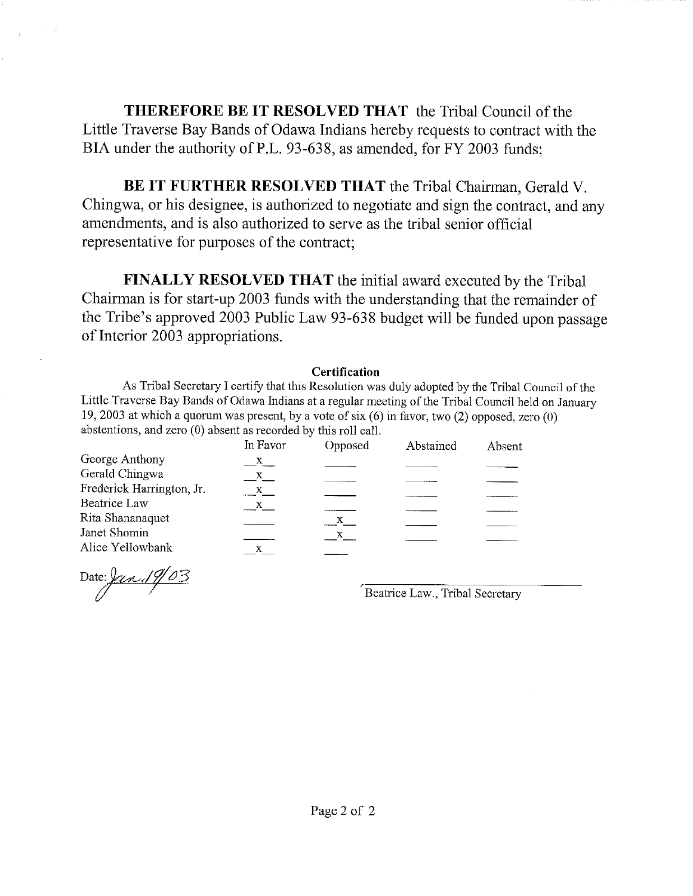**THEREFORE BE IT RESOLVED THAT** the Tribal Council of the Little Traverse Bay Bands of Odawa Indians hereby requests to contract with the BIA under the authority of P.L. 93-638, as amended, for FY 2003 funds;

**BE IT FURTHER RESOLVED THAT** the Tribal Chairman, Gerald V. Chingwa, or his designee, is authorized to negotiate and sign the contract, and any amendments, and is also authorized to serve as the tribal senior official representative for purposes of the contract;

**FINALLY RESOLVED THAT** the initial award executed by the Tribal Chairman is for start-up 2003 funds with the understanding that the remainder of the Tribe's approved 2003 Public Law 93-638 budget will be funded upon passage of Interior 2003 appropriations.

**Certification**

As Tribal Secretary I certify that this Resolution was duly adopted by the Tribal Council of the Little Traverse Bay Bands of Odawa Indians at a regular meeting of the Tribal Council held on January 19, 2003 at which a quorum was present, by a vote of six (6) in favor, two (2) opposed, zero (0) abstentions, and zero (0) absent as recorded by this roll call.

| | In Favor | Opposed | Abstained | Absent |
|---|---|---|---|---|
| George Anthony | x | | | |
| Gerald Chingwa | x | | | |
| Frederick Harrington, Jr. | x | | | |
| Beatrice Law | x | | | |
| Rita Shananaquet | | x | | |
| Janet Shomin | | x | | |
| Alice Yellowbank | x | | | |

Date: Jan. 19/03

Beatrice Law., Tribal Secretary